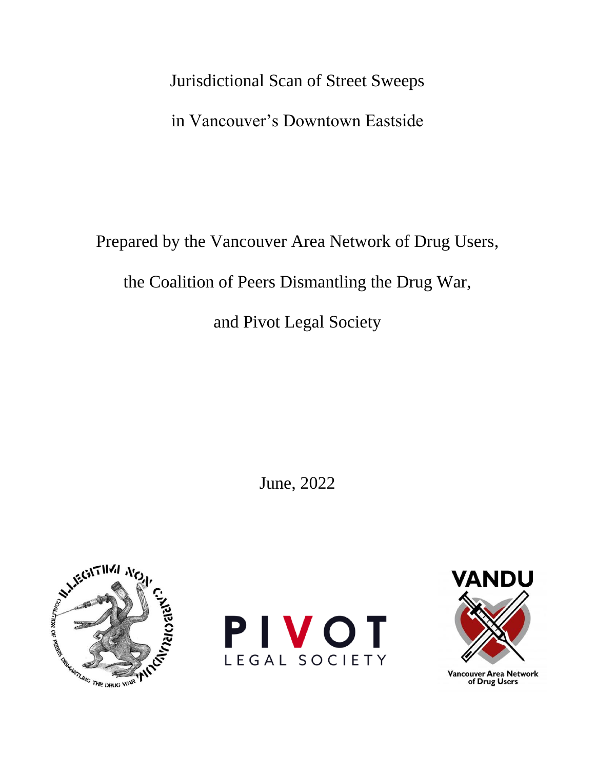# Jurisdictional Scan of Street Sweeps

# in Vancouver's Downtown Eastside

Prepared by the Vancouver Area Network of Drug Users,

the Coalition of Peers Dismantling the Drug War,

and Pivot Legal Society

June, 2022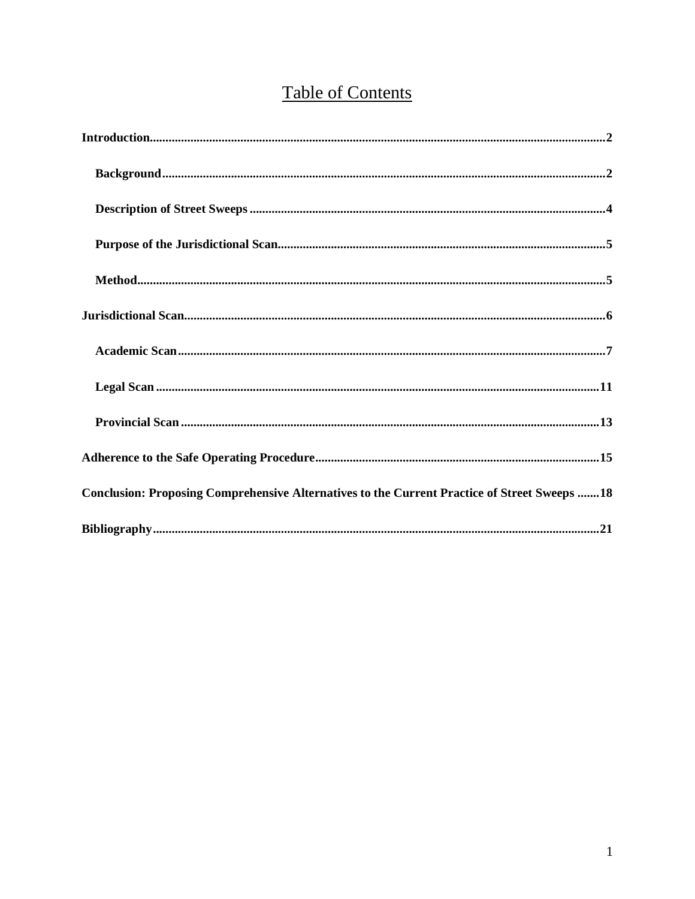# Table of Contents

**Introduction**......2

- **Background**......2
- **Description of Street Sweeps**......4
- **Purpose of the Jurisdictional Scan**......5
- **Method**......5

**Jurisdictional Scan**......6

- **Academic Scan**......7
- **Legal Scan**......11
- **Provincial Scan**......13

**Adherence to the Safe Operating Procedure**......15

**Conclusion: Proposing Comprehensive Alternatives to the Current Practice of Street Sweeps**......18

**Bibliography**......21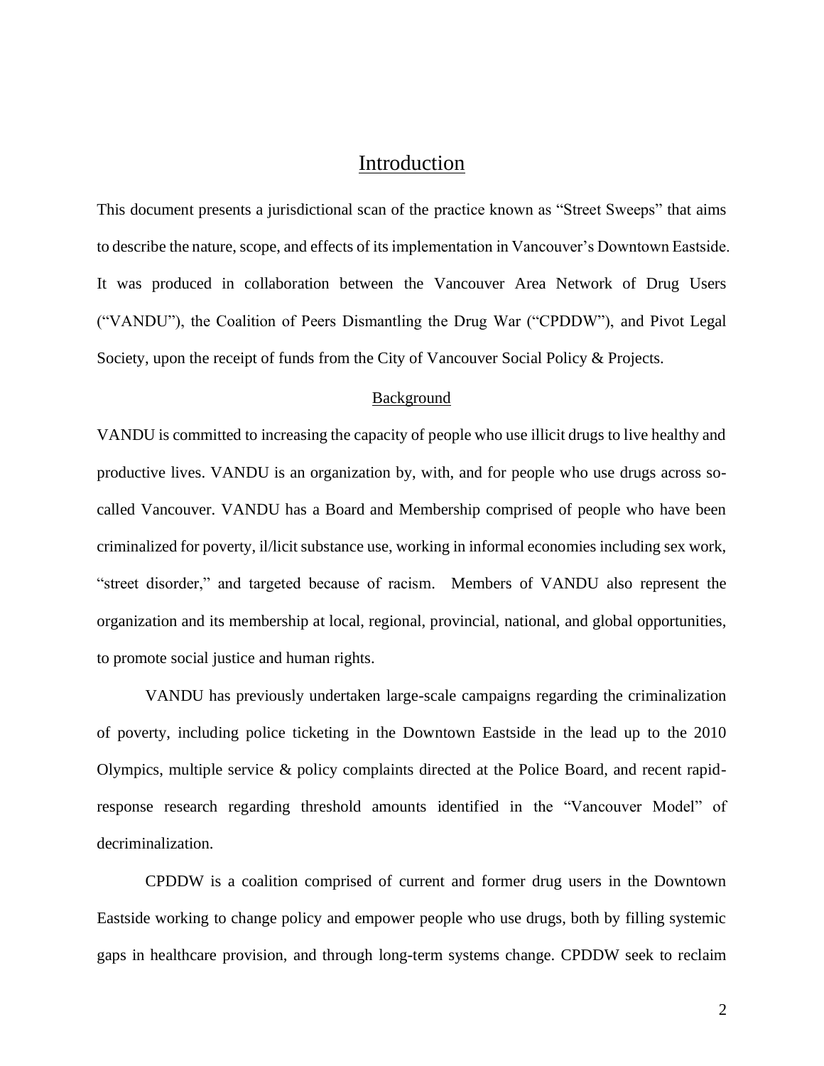# Introduction

This document presents a jurisdictional scan of the practice known as "Street Sweeps" that aims to describe the nature, scope, and effects of its implementation in Vancouver's Downtown Eastside. It was produced in collaboration between the Vancouver Area Network of Drug Users ("VANDU"), the Coalition of Peers Dismantling the Drug War ("CPDDW"), and Pivot Legal Society, upon the receipt of funds from the City of Vancouver Social Policy & Projects.

## Background

VANDU is committed to increasing the capacity of people who use illicit drugs to live healthy and productive lives. VANDU is an organization by, with, and for people who use drugs across so-called Vancouver. VANDU has a Board and Membership comprised of people who have been criminalized for poverty, il/licit substance use, working in informal economies including sex work, "street disorder," and targeted because of racism. Members of VANDU also represent the organization and its membership at local, regional, provincial, national, and global opportunities, to promote social justice and human rights.

VANDU has previously undertaken large-scale campaigns regarding the criminalization of poverty, including police ticketing in the Downtown Eastside in the lead up to the 2010 Olympics, multiple service & policy complaints directed at the Police Board, and recent rapid-response research regarding threshold amounts identified in the "Vancouver Model" of decriminalization.

CPDDW is a coalition comprised of current and former drug users in the Downtown Eastside working to change policy and empower people who use drugs, both by filling systemic gaps in healthcare provision, and through long-term systems change. CPDDW seek to reclaim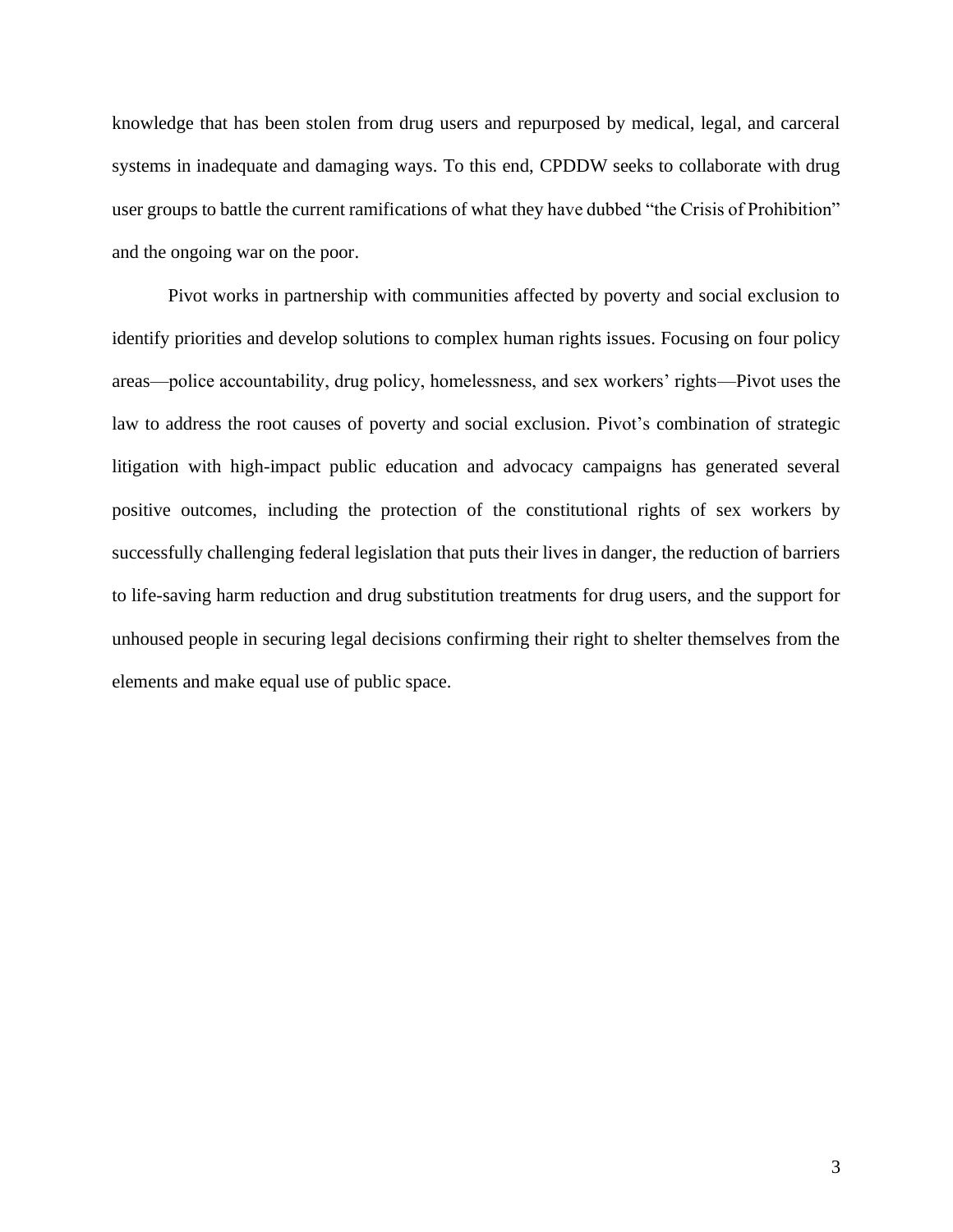knowledge that has been stolen from drug users and repurposed by medical, legal, and carceral systems in inadequate and damaging ways. To this end, CPDDW seeks to collaborate with drug user groups to battle the current ramifications of what they have dubbed "the Crisis of Prohibition" and the ongoing war on the poor.

Pivot works in partnership with communities affected by poverty and social exclusion to identify priorities and develop solutions to complex human rights issues. Focusing on four policy areas—police accountability, drug policy, homelessness, and sex workers' rights—Pivot uses the law to address the root causes of poverty and social exclusion. Pivot's combination of strategic litigation with high-impact public education and advocacy campaigns has generated several positive outcomes, including the protection of the constitutional rights of sex workers by successfully challenging federal legislation that puts their lives in danger, the reduction of barriers to life-saving harm reduction and drug substitution treatments for drug users, and the support for unhoused people in securing legal decisions confirming their right to shelter themselves from the elements and make equal use of public space.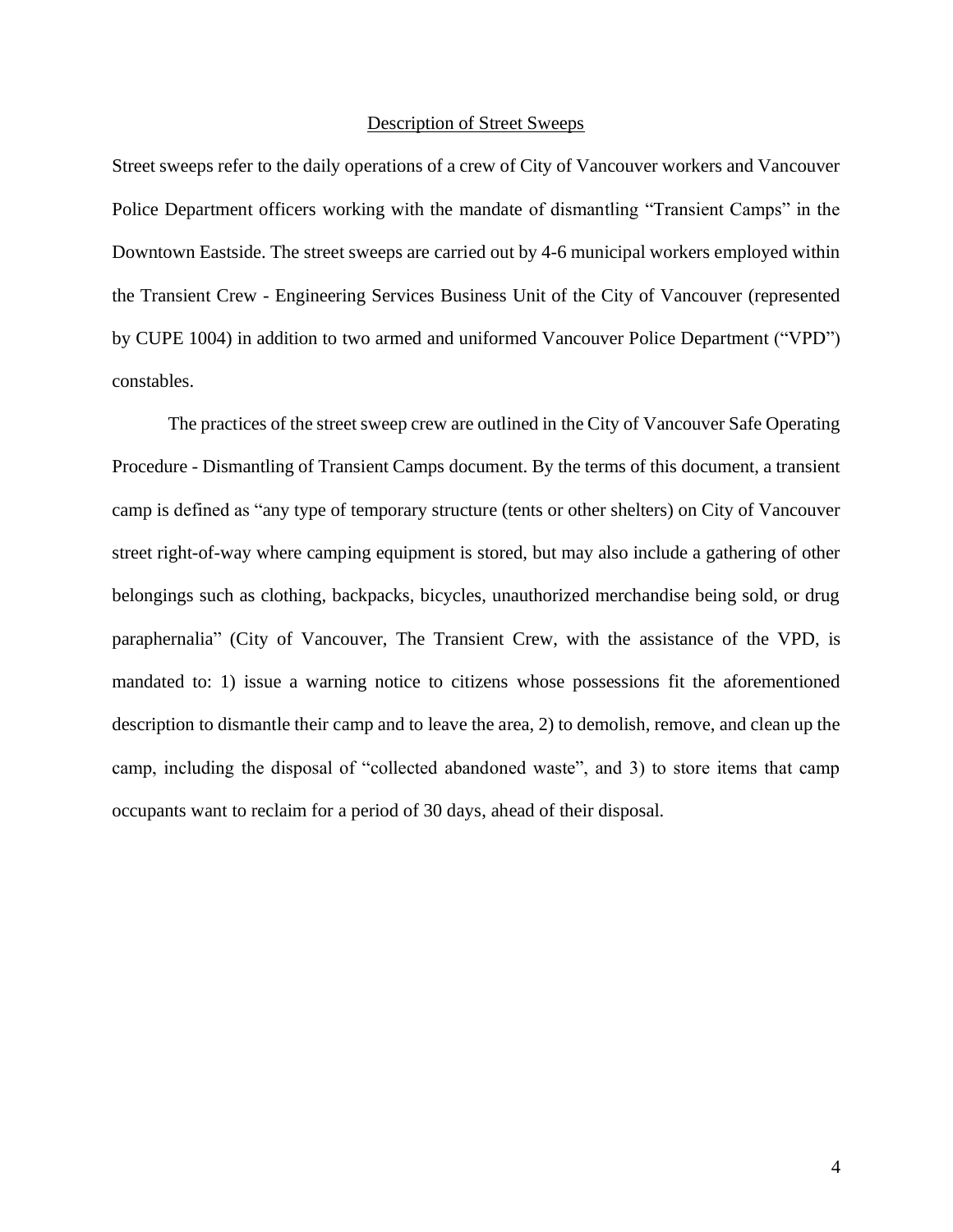## Description of Street Sweeps

Street sweeps refer to the daily operations of a crew of City of Vancouver workers and Vancouver Police Department officers working with the mandate of dismantling "Transient Camps" in the Downtown Eastside. The street sweeps are carried out by 4-6 municipal workers employed within the Transient Crew - Engineering Services Business Unit of the City of Vancouver (represented by CUPE 1004) in addition to two armed and uniformed Vancouver Police Department ("VPD") constables.

The practices of the street sweep crew are outlined in the City of Vancouver Safe Operating Procedure - Dismantling of Transient Camps document. By the terms of this document, a transient camp is defined as "any type of temporary structure (tents or other shelters) on City of Vancouver street right-of-way where camping equipment is stored, but may also include a gathering of other belongings such as clothing, backpacks, bicycles, unauthorized merchandise being sold, or drug paraphernalia" (City of Vancouver, The Transient Crew, with the assistance of the VPD, is mandated to: 1) issue a warning notice to citizens whose possessions fit the aforementioned description to dismantle their camp and to leave the area, 2) to demolish, remove, and clean up the camp, including the disposal of "collected abandoned waste", and 3) to store items that camp occupants want to reclaim for a period of 30 days, ahead of their disposal.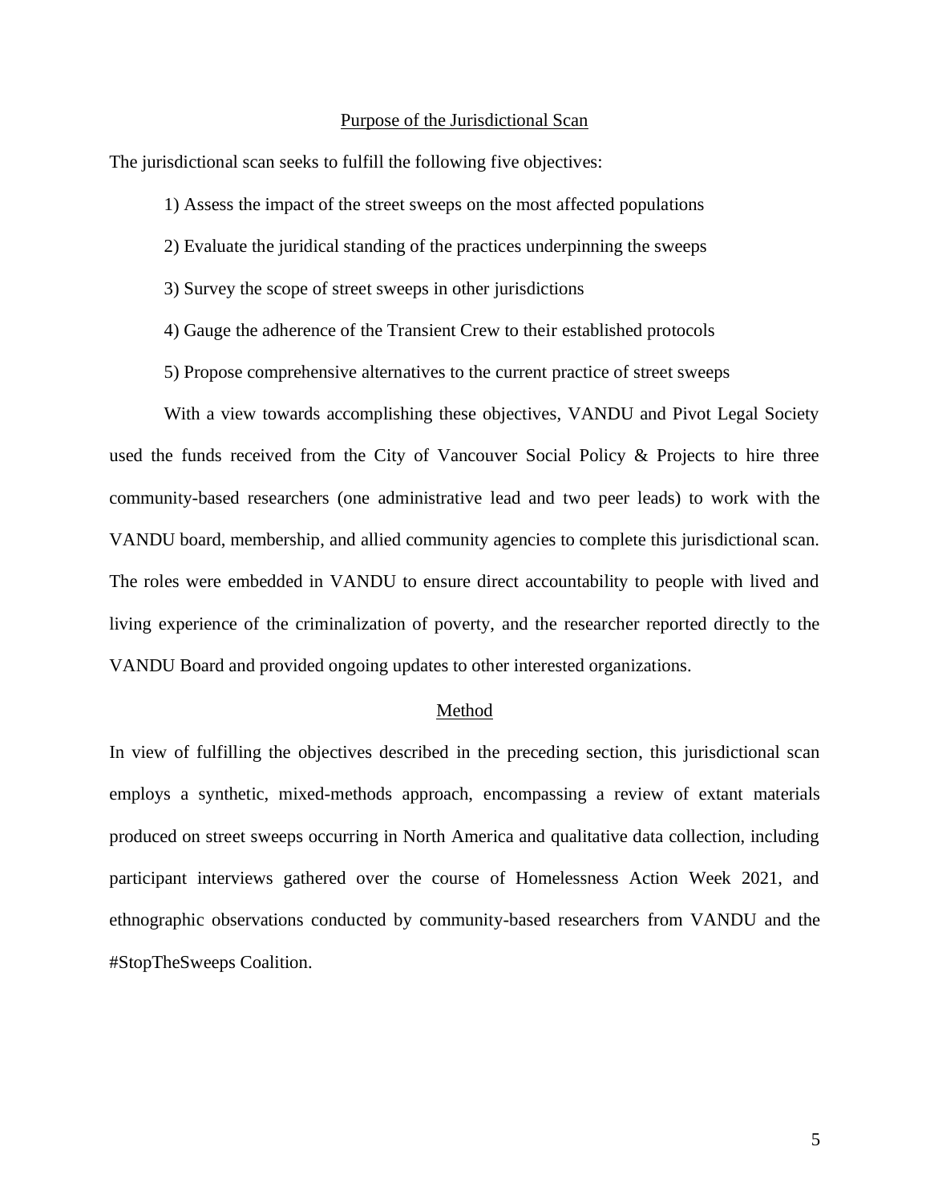## Purpose of the Jurisdictional Scan

The jurisdictional scan seeks to fulfill the following five objectives:

1) Assess the impact of the street sweeps on the most affected populations

2) Evaluate the juridical standing of the practices underpinning the sweeps

3) Survey the scope of street sweeps in other jurisdictions

4) Gauge the adherence of the Transient Crew to their established protocols

5) Propose comprehensive alternatives to the current practice of street sweeps

With a view towards accomplishing these objectives, VANDU and Pivot Legal Society used the funds received from the City of Vancouver Social Policy & Projects to hire three community-based researchers (one administrative lead and two peer leads) to work with the VANDU board, membership, and allied community agencies to complete this jurisdictional scan. The roles were embedded in VANDU to ensure direct accountability to people with lived and living experience of the criminalization of poverty, and the researcher reported directly to the VANDU Board and provided ongoing updates to other interested organizations.

## Method

In view of fulfilling the objectives described in the preceding section, this jurisdictional scan employs a synthetic, mixed-methods approach, encompassing a review of extant materials produced on street sweeps occurring in North America and qualitative data collection, including participant interviews gathered over the course of Homelessness Action Week 2021, and ethnographic observations conducted by community-based researchers from VANDU and the #StopTheSweeps Coalition.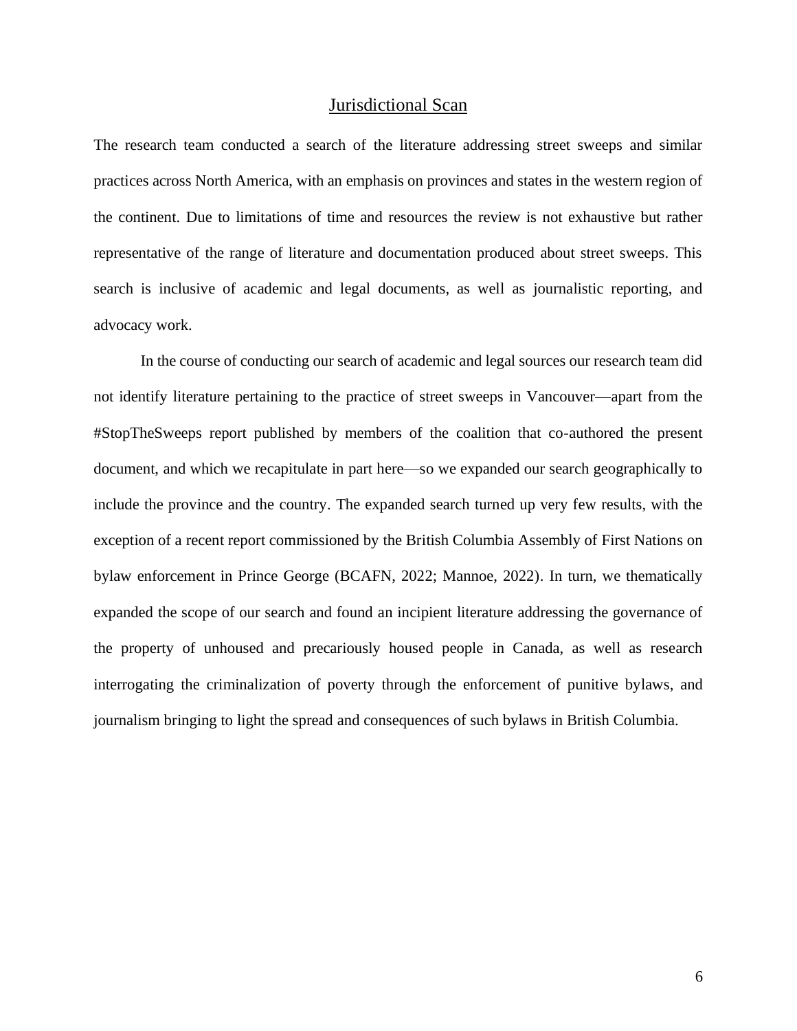## Jurisdictional Scan

The research team conducted a search of the literature addressing street sweeps and similar practices across North America, with an emphasis on provinces and states in the western region of the continent. Due to limitations of time and resources the review is not exhaustive but rather representative of the range of literature and documentation produced about street sweeps. This search is inclusive of academic and legal documents, as well as journalistic reporting, and advocacy work.

In the course of conducting our search of academic and legal sources our research team did not identify literature pertaining to the practice of street sweeps in Vancouver—apart from the #StopTheSweeps report published by members of the coalition that co-authored the present document, and which we recapitulate in part here—so we expanded our search geographically to include the province and the country. The expanded search turned up very few results, with the exception of a recent report commissioned by the British Columbia Assembly of First Nations on bylaw enforcement in Prince George (BCAFN, 2022; Mannoe, 2022). In turn, we thematically expanded the scope of our search and found an incipient literature addressing the governance of the property of unhoused and precariously housed people in Canada, as well as research interrogating the criminalization of poverty through the enforcement of punitive bylaws, and journalism bringing to light the spread and consequences of such bylaws in British Columbia.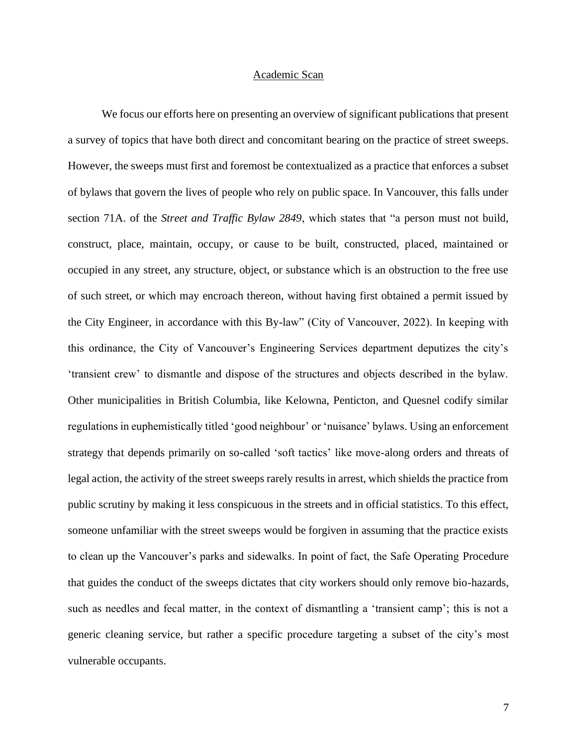## Academic Scan

We focus our efforts here on presenting an overview of significant publications that present a survey of topics that have both direct and concomitant bearing on the practice of street sweeps. However, the sweeps must first and foremost be contextualized as a practice that enforces a subset of bylaws that govern the lives of people who rely on public space. In Vancouver, this falls under section 71A. of the *Street and Traffic Bylaw 2849*, which states that "a person must not build, construct, place, maintain, occupy, or cause to be built, constructed, placed, maintained or occupied in any street, any structure, object, or substance which is an obstruction to the free use of such street, or which may encroach thereon, without having first obtained a permit issued by the City Engineer, in accordance with this By-law" (City of Vancouver, 2022). In keeping with this ordinance, the City of Vancouver's Engineering Services department deputizes the city's 'transient crew' to dismantle and dispose of the structures and objects described in the bylaw. Other municipalities in British Columbia, like Kelowna, Penticton, and Quesnel codify similar regulations in euphemistically titled 'good neighbour' or 'nuisance' bylaws. Using an enforcement strategy that depends primarily on so-called 'soft tactics' like move-along orders and threats of legal action, the activity of the street sweeps rarely results in arrest, which shields the practice from public scrutiny by making it less conspicuous in the streets and in official statistics. To this effect, someone unfamiliar with the street sweeps would be forgiven in assuming that the practice exists to clean up the Vancouver's parks and sidewalks. In point of fact, the Safe Operating Procedure that guides the conduct of the sweeps dictates that city workers should only remove bio-hazards, such as needles and fecal matter, in the context of dismantling a 'transient camp'; this is not a generic cleaning service, but rather a specific procedure targeting a subset of the city's most vulnerable occupants.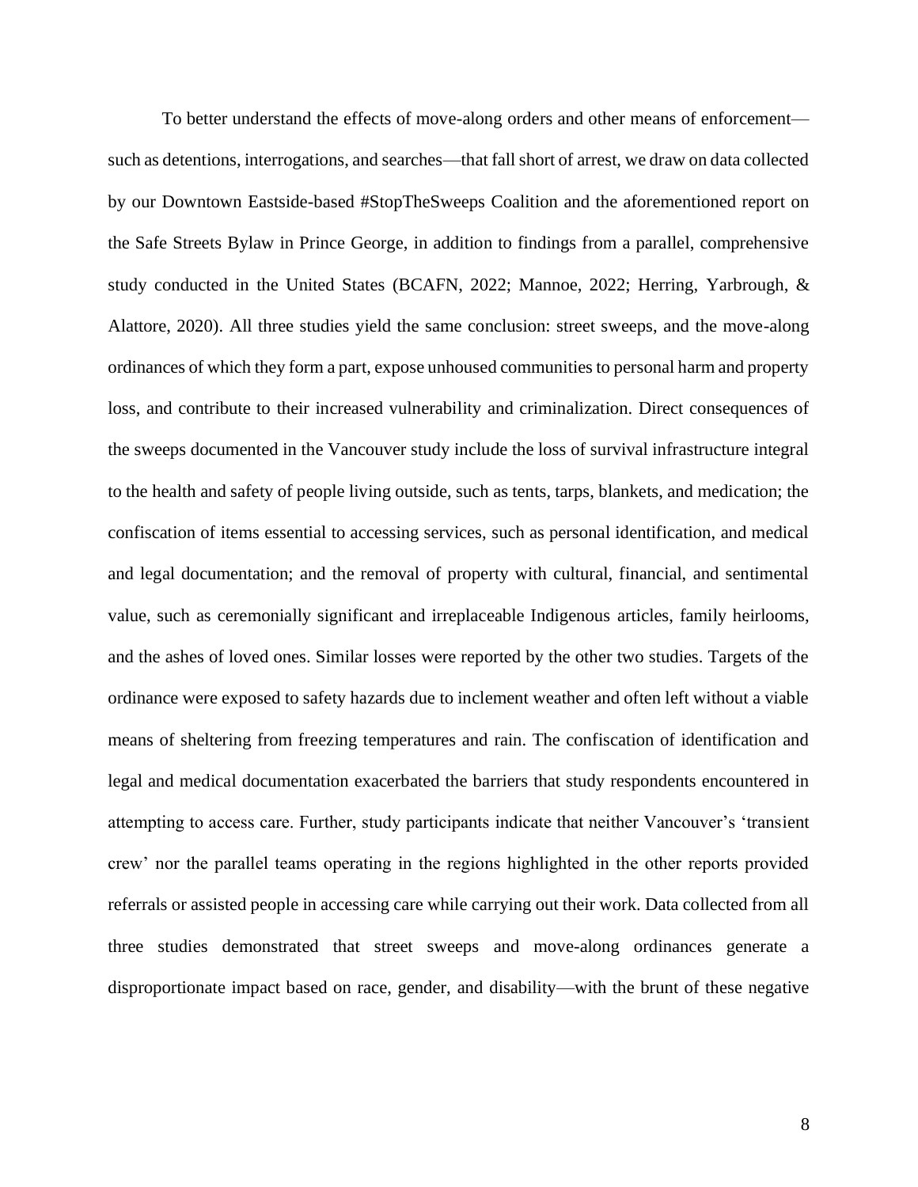To better understand the effects of move-along orders and other means of enforcement—such as detentions, interrogations, and searches—that fall short of arrest, we draw on data collected by our Downtown Eastside-based #StopTheSweeps Coalition and the aforementioned report on the Safe Streets Bylaw in Prince George, in addition to findings from a parallel, comprehensive study conducted in the United States (BCAFN, 2022; Mannoe, 2022; Herring, Yarbrough, & Alattore, 2020). All three studies yield the same conclusion: street sweeps, and the move-along ordinances of which they form a part, expose unhoused communities to personal harm and property loss, and contribute to their increased vulnerability and criminalization. Direct consequences of the sweeps documented in the Vancouver study include the loss of survival infrastructure integral to the health and safety of people living outside, such as tents, tarps, blankets, and medication; the confiscation of items essential to accessing services, such as personal identification, and medical and legal documentation; and the removal of property with cultural, financial, and sentimental value, such as ceremonially significant and irreplaceable Indigenous articles, family heirlooms, and the ashes of loved ones. Similar losses were reported by the other two studies. Targets of the ordinance were exposed to safety hazards due to inclement weather and often left without a viable means of sheltering from freezing temperatures and rain. The confiscation of identification and legal and medical documentation exacerbated the barriers that study respondents encountered in attempting to access care. Further, study participants indicate that neither Vancouver's 'transient crew' nor the parallel teams operating in the regions highlighted in the other reports provided referrals or assisted people in accessing care while carrying out their work. Data collected from all three studies demonstrated that street sweeps and move-along ordinances generate a disproportionate impact based on race, gender, and disability—with the brunt of these negative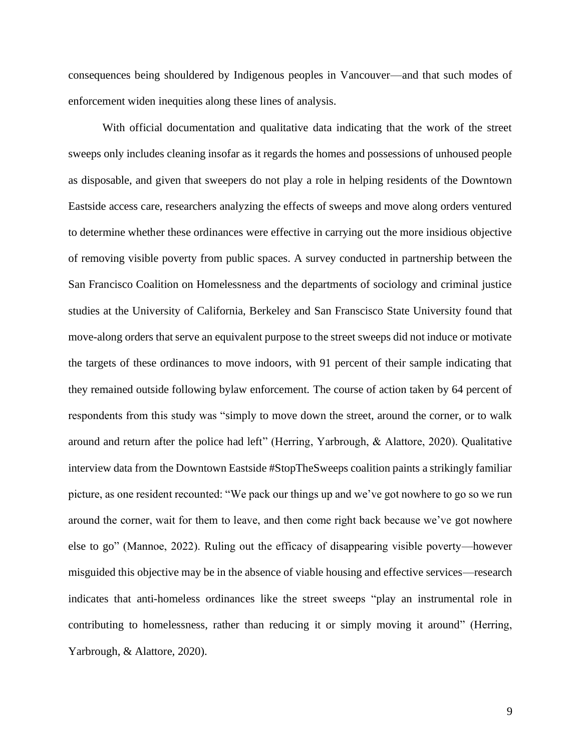consequences being shouldered by Indigenous peoples in Vancouver—and that such modes of enforcement widen inequities along these lines of analysis.

With official documentation and qualitative data indicating that the work of the street sweeps only includes cleaning insofar as it regards the homes and possessions of unhoused people as disposable, and given that sweepers do not play a role in helping residents of the Downtown Eastside access care, researchers analyzing the effects of sweeps and move along orders ventured to determine whether these ordinances were effective in carrying out the more insidious objective of removing visible poverty from public spaces. A survey conducted in partnership between the San Francisco Coalition on Homelessness and the departments of sociology and criminal justice studies at the University of California, Berkeley and San Franscisco State University found that move-along orders that serve an equivalent purpose to the street sweeps did not induce or motivate the targets of these ordinances to move indoors, with 91 percent of their sample indicating that they remained outside following bylaw enforcement. The course of action taken by 64 percent of respondents from this study was "simply to move down the street, around the corner, or to walk around and return after the police had left" (Herring, Yarbrough, & Alattore, 2020). Qualitative interview data from the Downtown Eastside #StopTheSweeps coalition paints a strikingly familiar picture, as one resident recounted: "We pack our things up and we've got nowhere to go so we run around the corner, wait for them to leave, and then come right back because we've got nowhere else to go" (Mannoe, 2022). Ruling out the efficacy of disappearing visible poverty—however misguided this objective may be in the absence of viable housing and effective services—research indicates that anti-homeless ordinances like the street sweeps "play an instrumental role in contributing to homelessness, rather than reducing it or simply moving it around" (Herring, Yarbrough, & Alattore, 2020).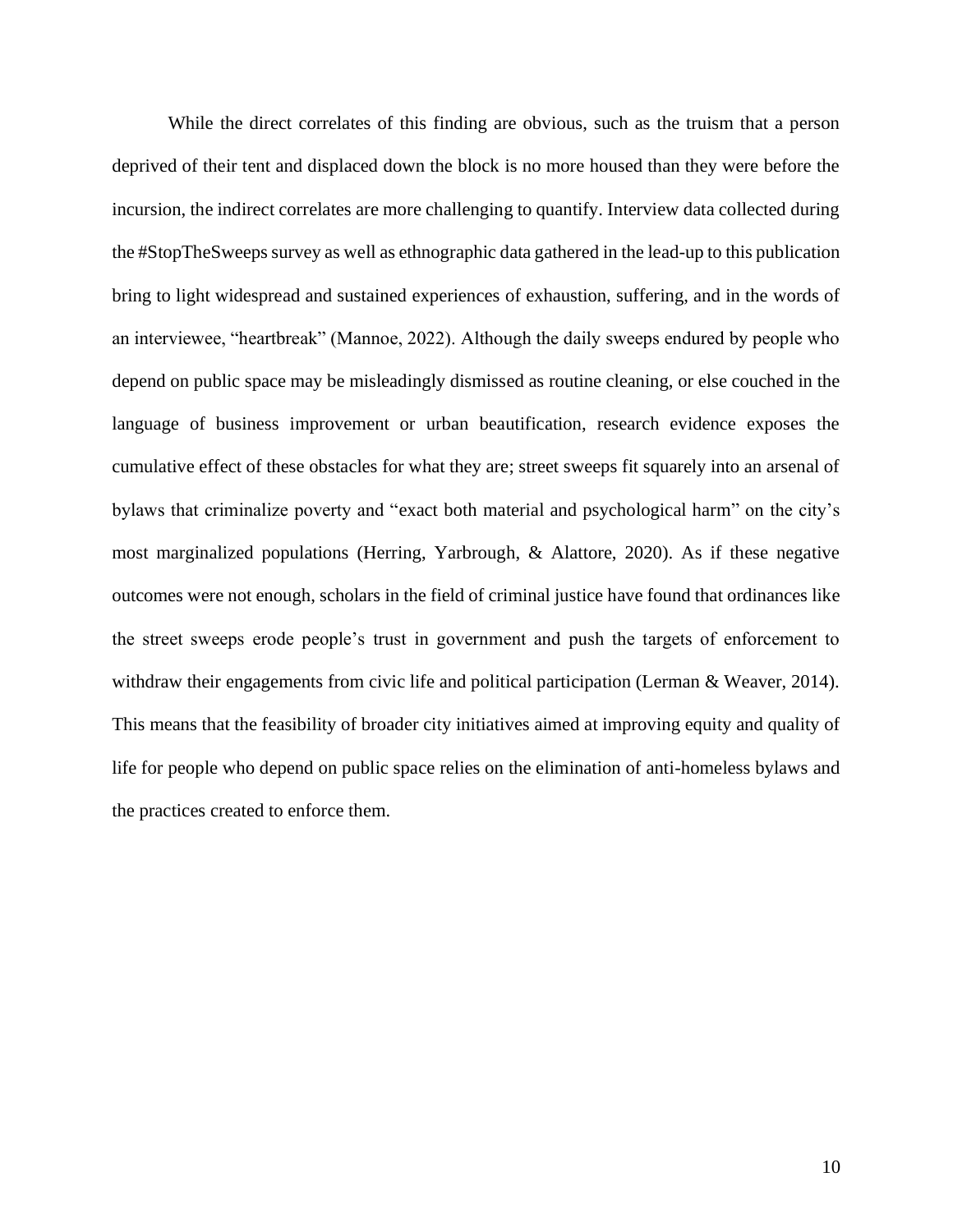While the direct correlates of this finding are obvious, such as the truism that a person deprived of their tent and displaced down the block is no more housed than they were before the incursion, the indirect correlates are more challenging to quantify. Interview data collected during the #StopTheSweeps survey as well as ethnographic data gathered in the lead-up to this publication bring to light widespread and sustained experiences of exhaustion, suffering, and in the words of an interviewee, "heartbreak" (Mannoe, 2022). Although the daily sweeps endured by people who depend on public space may be misleadingly dismissed as routine cleaning, or else couched in the language of business improvement or urban beautification, research evidence exposes the cumulative effect of these obstacles for what they are; street sweeps fit squarely into an arsenal of bylaws that criminalize poverty and "exact both material and psychological harm" on the city's most marginalized populations (Herring, Yarbrough, & Alattore, 2020). As if these negative outcomes were not enough, scholars in the field of criminal justice have found that ordinances like the street sweeps erode people's trust in government and push the targets of enforcement to withdraw their engagements from civic life and political participation (Lerman & Weaver, 2014). This means that the feasibility of broader city initiatives aimed at improving equity and quality of life for people who depend on public space relies on the elimination of anti-homeless bylaws and the practices created to enforce them.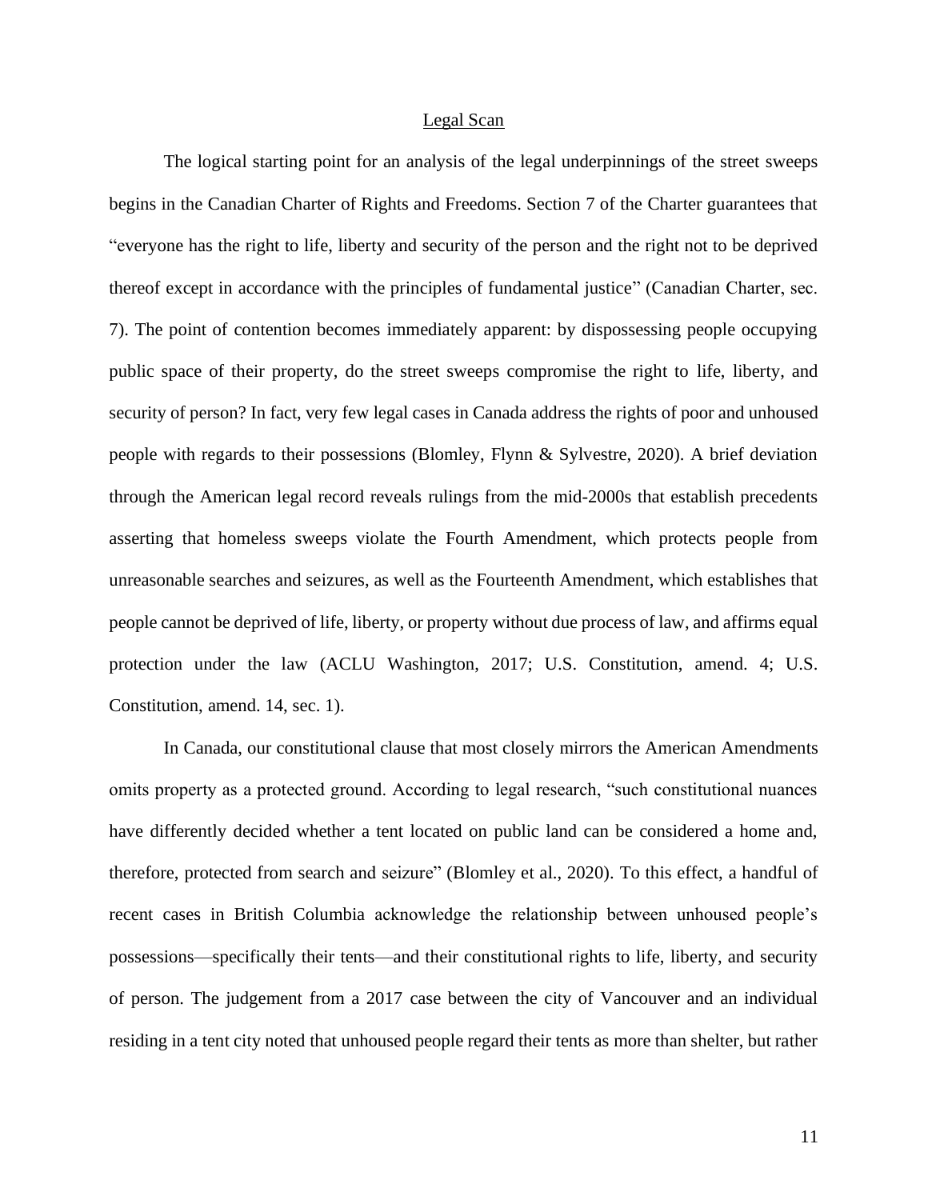<u>Legal Scan</u>

The logical starting point for an analysis of the legal underpinnings of the street sweeps begins in the Canadian Charter of Rights and Freedoms. Section 7 of the Charter guarantees that "everyone has the right to life, liberty and security of the person and the right not to be deprived thereof except in accordance with the principles of fundamental justice" (Canadian Charter, sec. 7). The point of contention becomes immediately apparent: by dispossessing people occupying public space of their property, do the street sweeps compromise the right to life, liberty, and security of person? In fact, very few legal cases in Canada address the rights of poor and unhoused people with regards to their possessions (Blomley, Flynn & Sylvestre, 2020). A brief deviation through the American legal record reveals rulings from the mid-2000s that establish precedents asserting that homeless sweeps violate the Fourth Amendment, which protects people from unreasonable searches and seizures, as well as the Fourteenth Amendment, which establishes that people cannot be deprived of life, liberty, or property without due process of law, and affirms equal protection under the law (ACLU Washington, 2017; U.S. Constitution, amend. 4; U.S. Constitution, amend. 14, sec. 1).

In Canada, our constitutional clause that most closely mirrors the American Amendments omits property as a protected ground. According to legal research, "such constitutional nuances have differently decided whether a tent located on public land can be considered a home and, therefore, protected from search and seizure" (Blomley et al., 2020). To this effect, a handful of recent cases in British Columbia acknowledge the relationship between unhoused people's possessions—specifically their tents—and their constitutional rights to life, liberty, and security of person. The judgement from a 2017 case between the city of Vancouver and an individual residing in a tent city noted that unhoused people regard their tents as more than shelter, but rather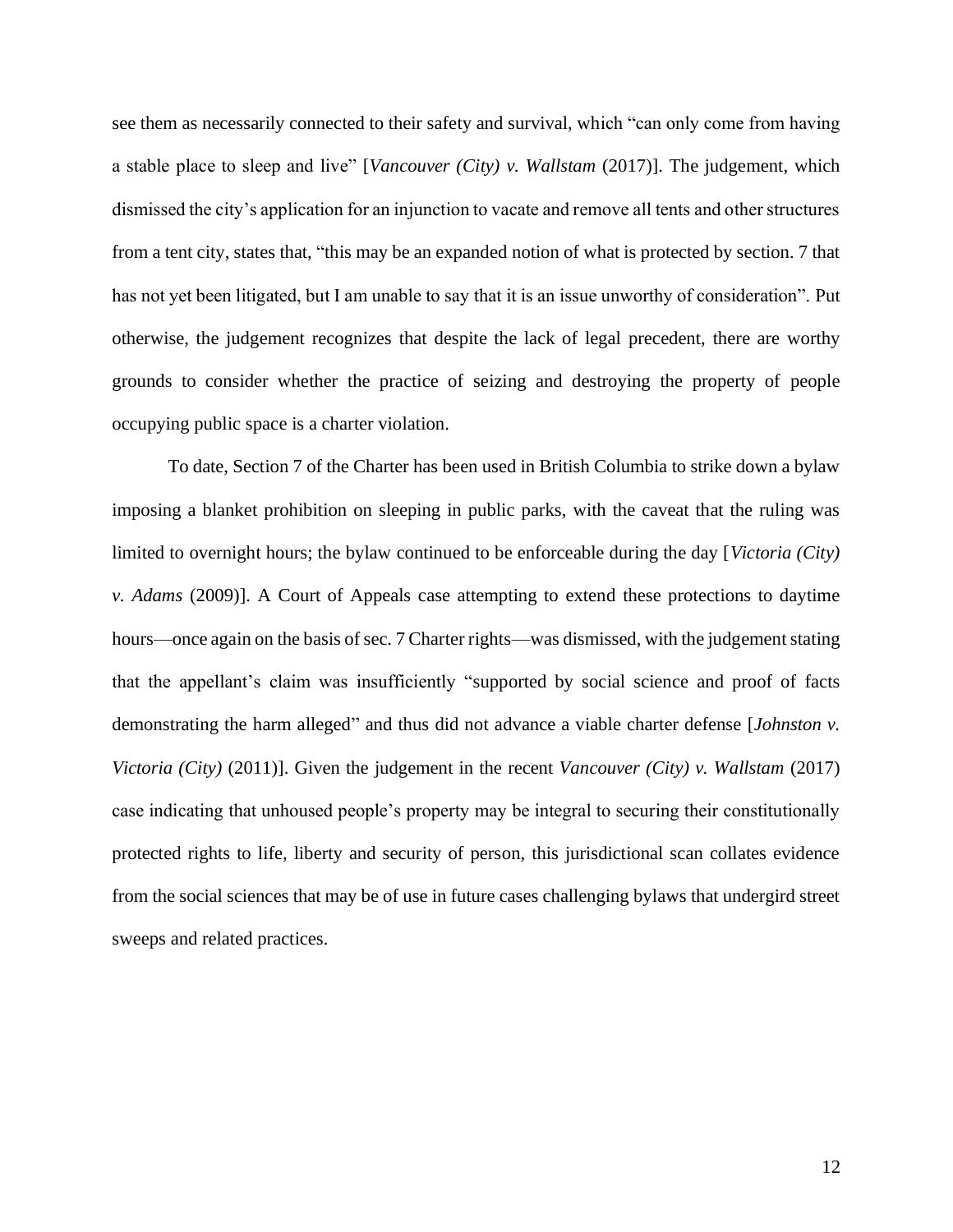see them as necessarily connected to their safety and survival, which "can only come from having a stable place to sleep and live" [*Vancouver (City) v. Wallstam* (2017)]. The judgement, which dismissed the city's application for an injunction to vacate and remove all tents and other structures from a tent city, states that, "this may be an expanded notion of what is protected by section. 7 that has not yet been litigated, but I am unable to say that it is an issue unworthy of consideration". Put otherwise, the judgement recognizes that despite the lack of legal precedent, there are worthy grounds to consider whether the practice of seizing and destroying the property of people occupying public space is a charter violation.

To date, Section 7 of the Charter has been used in British Columbia to strike down a bylaw imposing a blanket prohibition on sleeping in public parks, with the caveat that the ruling was limited to overnight hours; the bylaw continued to be enforceable during the day [*Victoria (City) v. Adams* (2009)]. A Court of Appeals case attempting to extend these protections to daytime hours—once again on the basis of sec. 7 Charter rights—was dismissed, with the judgement stating that the appellant's claim was insufficiently "supported by social science and proof of facts demonstrating the harm alleged" and thus did not advance a viable charter defense [*Johnston v. Victoria (City)* (2011)]. Given the judgement in the recent *Vancouver (City) v. Wallstam* (2017) case indicating that unhoused people's property may be integral to securing their constitutionally protected rights to life, liberty and security of person, this jurisdictional scan collates evidence from the social sciences that may be of use in future cases challenging bylaws that undergird street sweeps and related practices.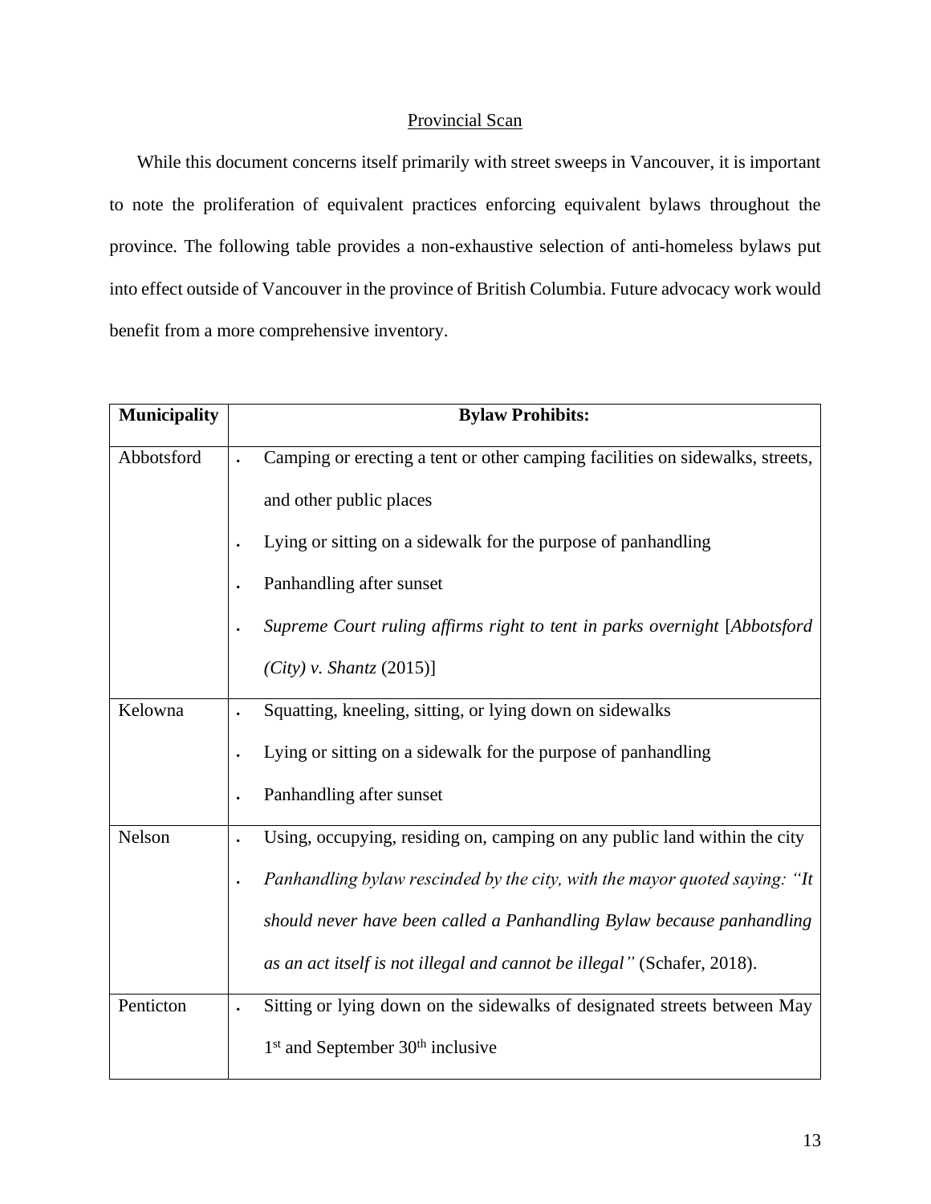## Provincial Scan

While this document concerns itself primarily with street sweeps in Vancouver, it is important to note the proliferation of equivalent practices enforcing equivalent bylaws throughout the province. The following table provides a non-exhaustive selection of anti-homeless bylaws put into effect outside of Vancouver in the province of British Columbia. Future advocacy work would benefit from a more comprehensive inventory.

| **Municipality** | **Bylaw Prohibits:** |
|---|---|
| Abbotsford | • Camping or erecting a tent or other camping facilities on sidewalks, streets, and other public places<br>• Lying or sitting on a sidewalk for the purpose of panhandling<br>• Panhandling after sunset<br>• *Supreme Court ruling affirms right to tent in parks overnight* [*Abbotsford (City) v. Shantz* (2015)] |
| Kelowna | • Squatting, kneeling, sitting, or lying down on sidewalks<br>• Lying or sitting on a sidewalk for the purpose of panhandling<br>• Panhandling after sunset |
| Nelson | • Using, occupying, residing on, camping on any public land within the city<br>• *Panhandling bylaw rescinded by the city, with the mayor quoted saying: "It should never have been called a Panhandling Bylaw because panhandling as an act itself is not illegal and cannot be illegal"* (Schafer, 2018). |
| Penticton | • Sitting or lying down on the sidewalks of designated streets between May 1st and September 30th inclusive |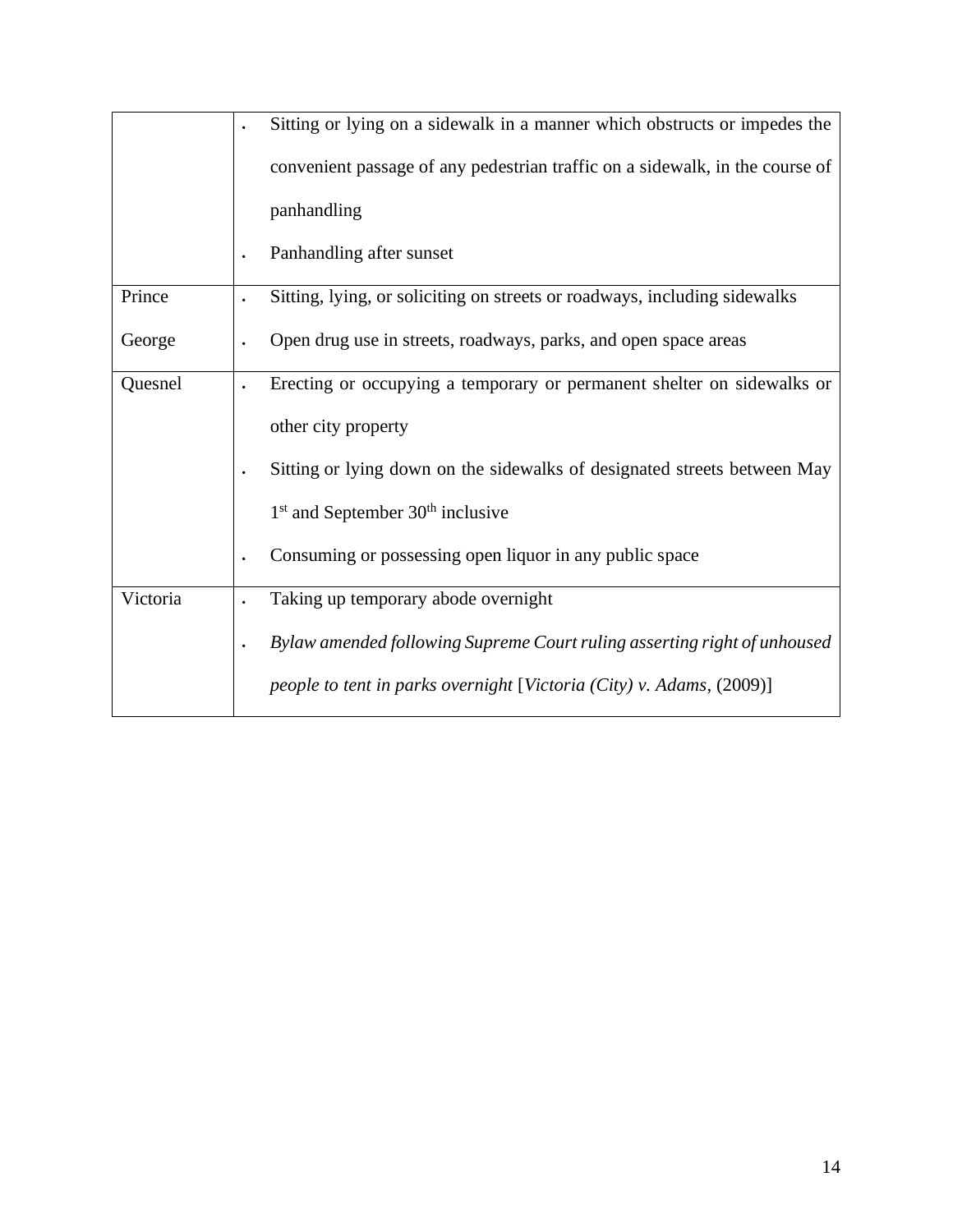| | |
|---|---|
| | • Sitting or lying on a sidewalk in a manner which obstructs or impedes the convenient passage of any pedestrian traffic on a sidewalk, in the course of panhandling<br>• Panhandling after sunset |
| Prince George | • Sitting, lying, or soliciting on streets or roadways, including sidewalks<br>• Open drug use in streets, roadways, parks, and open space areas |
| Quesnel | • Erecting or occupying a temporary or permanent shelter on sidewalks or other city property<br>• Sitting or lying down on the sidewalks of designated streets between May 1st and September 30th inclusive<br>• Consuming or possessing open liquor in any public space |
| Victoria | • Taking up temporary abode overnight<br>• *Bylaw amended following Supreme Court ruling asserting right of unhoused people to tent in parks overnight* [*Victoria (City) v. Adams*, (2009)] |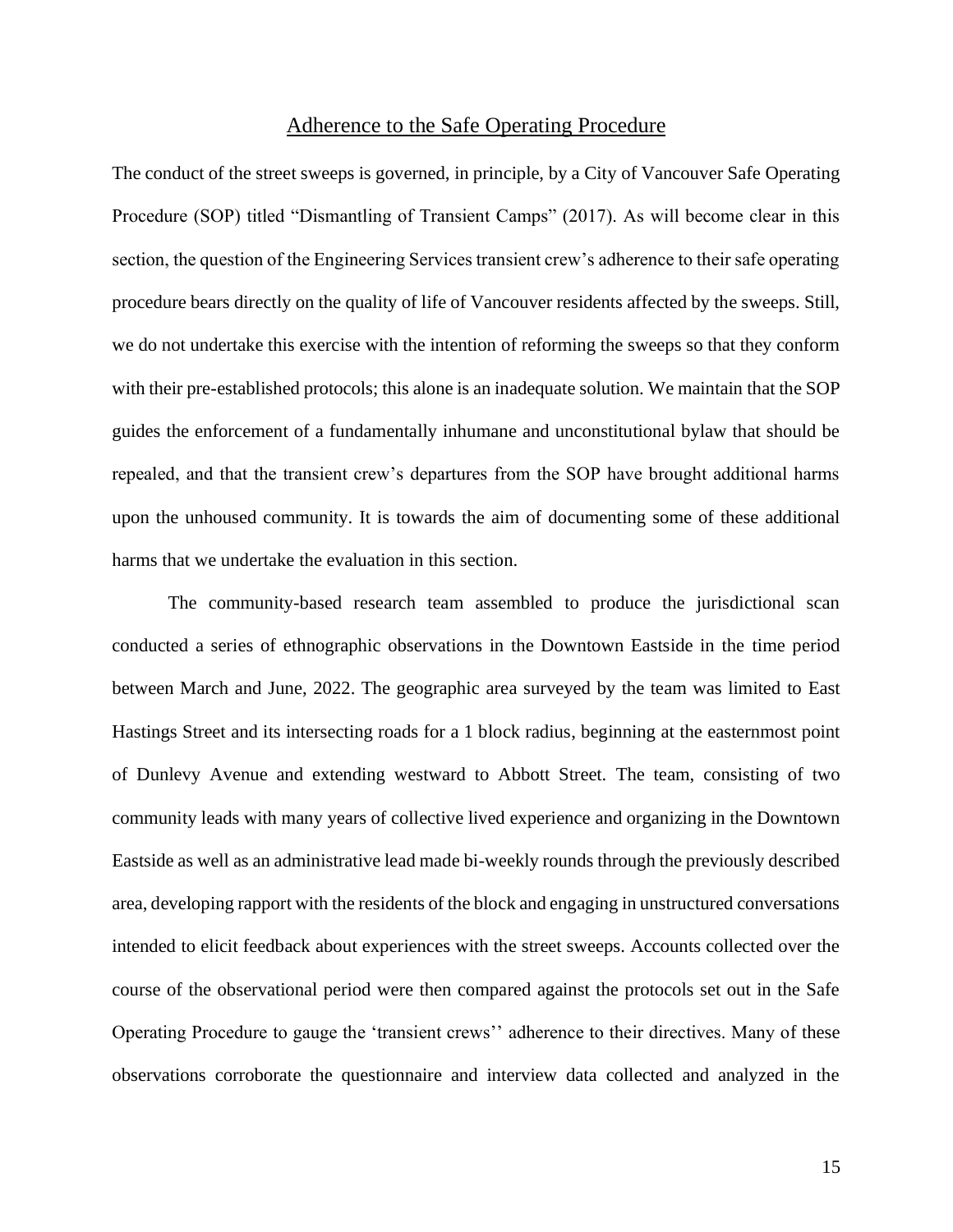## Adherence to the Safe Operating Procedure

The conduct of the street sweeps is governed, in principle, by a City of Vancouver Safe Operating Procedure (SOP) titled "Dismantling of Transient Camps" (2017). As will become clear in this section, the question of the Engineering Services transient crew's adherence to their safe operating procedure bears directly on the quality of life of Vancouver residents affected by the sweeps. Still, we do not undertake this exercise with the intention of reforming the sweeps so that they conform with their pre-established protocols; this alone is an inadequate solution. We maintain that the SOP guides the enforcement of a fundamentally inhumane and unconstitutional bylaw that should be repealed, and that the transient crew's departures from the SOP have brought additional harms upon the unhoused community. It is towards the aim of documenting some of these additional harms that we undertake the evaluation in this section.

The community-based research team assembled to produce the jurisdictional scan conducted a series of ethnographic observations in the Downtown Eastside in the time period between March and June, 2022. The geographic area surveyed by the team was limited to East Hastings Street and its intersecting roads for a 1 block radius, beginning at the easternmost point of Dunlevy Avenue and extending westward to Abbott Street. The team, consisting of two community leads with many years of collective lived experience and organizing in the Downtown Eastside as well as an administrative lead made bi-weekly rounds through the previously described area, developing rapport with the residents of the block and engaging in unstructured conversations intended to elicit feedback about experiences with the street sweeps. Accounts collected over the course of the observational period were then compared against the protocols set out in the Safe Operating Procedure to gauge the 'transient crews'' adherence to their directives. Many of these observations corroborate the questionnaire and interview data collected and analyzed in the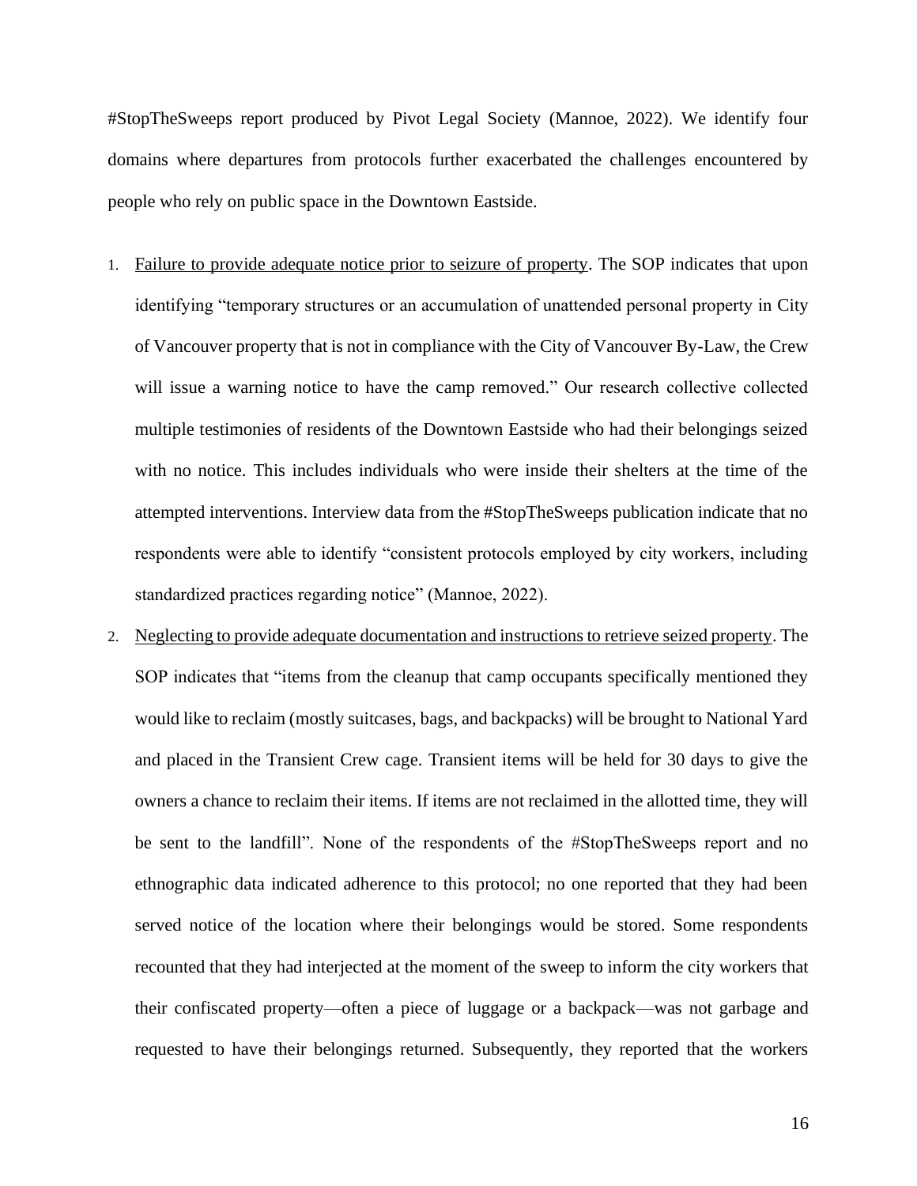#StopTheSweeps report produced by Pivot Legal Society (Mannoe, 2022). We identify four domains where departures from protocols further exacerbated the challenges encountered by people who rely on public space in the Downtown Eastside.

1. <u>Failure to provide adequate notice prior to seizure of property</u>. The SOP indicates that upon identifying "temporary structures or an accumulation of unattended personal property in City of Vancouver property that is not in compliance with the City of Vancouver By-Law, the Crew will issue a warning notice to have the camp removed." Our research collective collected multiple testimonies of residents of the Downtown Eastside who had their belongings seized with no notice. This includes individuals who were inside their shelters at the time of the attempted interventions. Interview data from the #StopTheSweeps publication indicate that no respondents were able to identify "consistent protocols employed by city workers, including standardized practices regarding notice" (Mannoe, 2022).

2. <u>Neglecting to provide adequate documentation and instructions to retrieve seized property</u>. The SOP indicates that "items from the cleanup that camp occupants specifically mentioned they would like to reclaim (mostly suitcases, bags, and backpacks) will be brought to National Yard and placed in the Transient Crew cage. Transient items will be held for 30 days to give the owners a chance to reclaim their items. If items are not reclaimed in the allotted time, they will be sent to the landfill". None of the respondents of the #StopTheSweeps report and no ethnographic data indicated adherence to this protocol; no one reported that they had been served notice of the location where their belongings would be stored. Some respondents recounted that they had interjected at the moment of the sweep to inform the city workers that their confiscated property—often a piece of luggage or a backpack—was not garbage and requested to have their belongings returned. Subsequently, they reported that the workers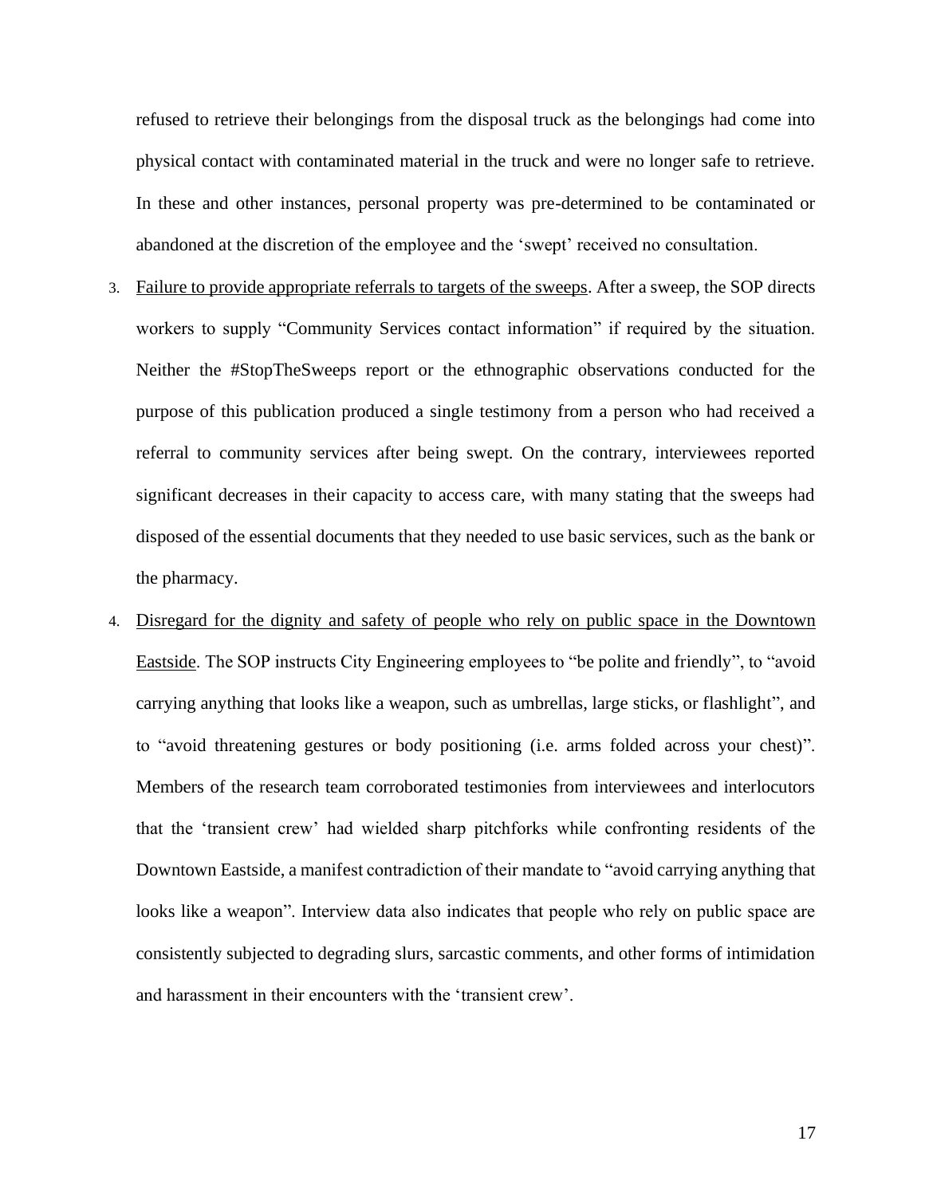refused to retrieve their belongings from the disposal truck as the belongings had come into physical contact with contaminated material in the truck and were no longer safe to retrieve. In these and other instances, personal property was pre-determined to be contaminated or abandoned at the discretion of the employee and the 'swept' received no consultation.

3. <u>Failure to provide appropriate referrals to targets of the sweeps</u>. After a sweep, the SOP directs workers to supply "Community Services contact information" if required by the situation. Neither the #StopTheSweeps report or the ethnographic observations conducted for the purpose of this publication produced a single testimony from a person who had received a referral to community services after being swept. On the contrary, interviewees reported significant decreases in their capacity to access care, with many stating that the sweeps had disposed of the essential documents that they needed to use basic services, such as the bank or the pharmacy.

4. <u>Disregard for the dignity and safety of people who rely on public space in the Downtown Eastside</u>. The SOP instructs City Engineering employees to "be polite and friendly", to "avoid carrying anything that looks like a weapon, such as umbrellas, large sticks, or flashlight", and to "avoid threatening gestures or body positioning (i.e. arms folded across your chest)". Members of the research team corroborated testimonies from interviewees and interlocutors that the 'transient crew' had wielded sharp pitchforks while confronting residents of the Downtown Eastside, a manifest contradiction of their mandate to "avoid carrying anything that looks like a weapon". Interview data also indicates that people who rely on public space are consistently subjected to degrading slurs, sarcastic comments, and other forms of intimidation and harassment in their encounters with the 'transient crew'.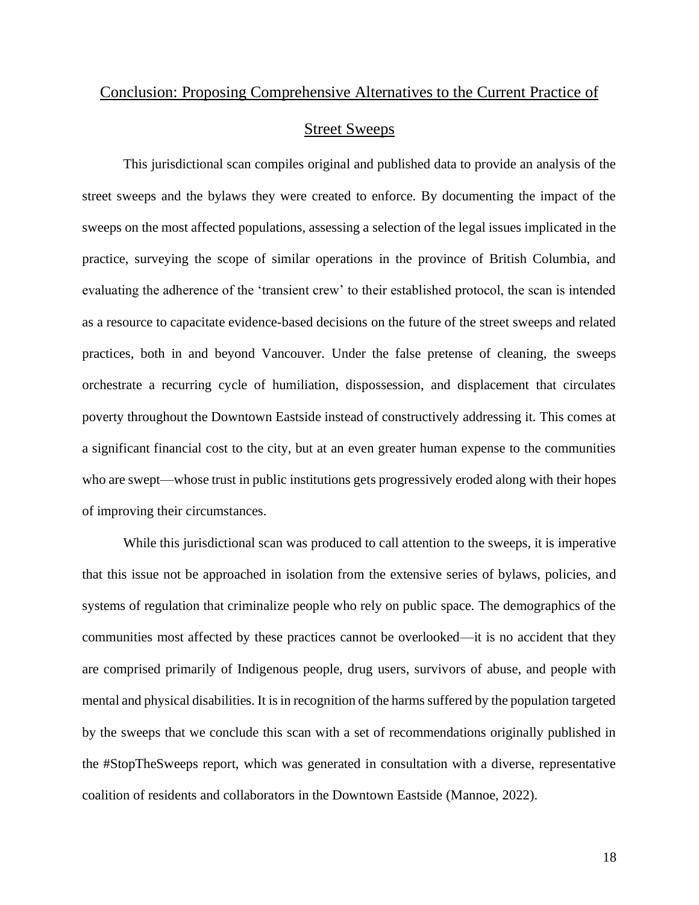## Conclusion: Proposing Comprehensive Alternatives to the Current Practice of Street Sweeps

This jurisdictional scan compiles original and published data to provide an analysis of the street sweeps and the bylaws they were created to enforce. By documenting the impact of the sweeps on the most affected populations, assessing a selection of the legal issues implicated in the practice, surveying the scope of similar operations in the province of British Columbia, and evaluating the adherence of the 'transient crew' to their established protocol, the scan is intended as a resource to capacitate evidence-based decisions on the future of the street sweeps and related practices, both in and beyond Vancouver. Under the false pretense of cleaning, the sweeps orchestrate a recurring cycle of humiliation, dispossession, and displacement that circulates poverty throughout the Downtown Eastside instead of constructively addressing it. This comes at a significant financial cost to the city, but at an even greater human expense to the communities who are swept—whose trust in public institutions gets progressively eroded along with their hopes of improving their circumstances.

While this jurisdictional scan was produced to call attention to the sweeps, it is imperative that this issue not be approached in isolation from the extensive series of bylaws, policies, and systems of regulation that criminalize people who rely on public space. The demographics of the communities most affected by these practices cannot be overlooked—it is no accident that they are comprised primarily of Indigenous people, drug users, survivors of abuse, and people with mental and physical disabilities. It is in recognition of the harms suffered by the population targeted by the sweeps that we conclude this scan with a set of recommendations originally published in the #StopTheSweeps report, which was generated in consultation with a diverse, representative coalition of residents and collaborators in the Downtown Eastside (Mannoe, 2022).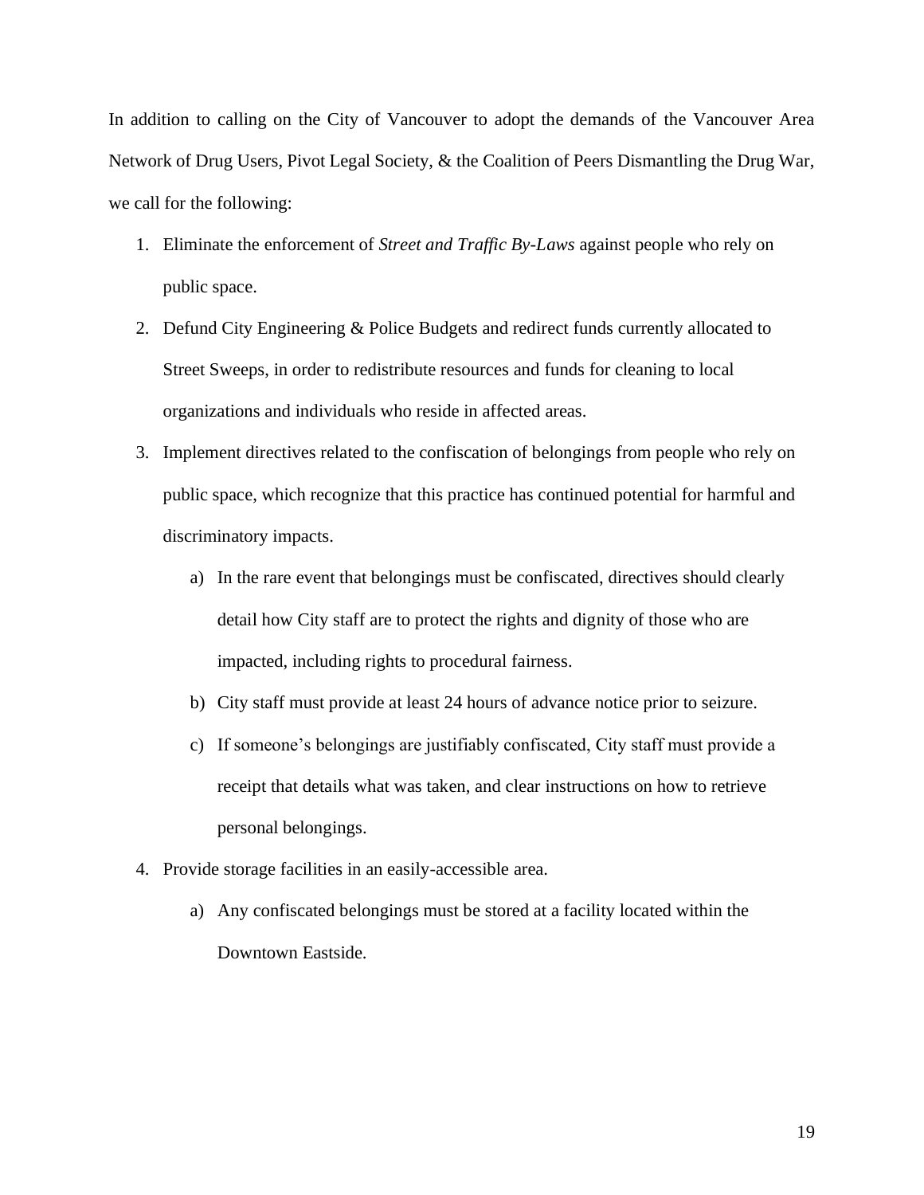In addition to calling on the City of Vancouver to adopt the demands of the Vancouver Area Network of Drug Users, Pivot Legal Society, & the Coalition of Peers Dismantling the Drug War, we call for the following:

1. Eliminate the enforcement of *Street and Traffic By-Laws* against people who rely on public space.
2. Defund City Engineering & Police Budgets and redirect funds currently allocated to Street Sweeps, in order to redistribute resources and funds for cleaning to local organizations and individuals who reside in affected areas.
3. Implement directives related to the confiscation of belongings from people who rely on public space, which recognize that this practice has continued potential for harmful and discriminatory impacts.
   a) In the rare event that belongings must be confiscated, directives should clearly detail how City staff are to protect the rights and dignity of those who are impacted, including rights to procedural fairness.
   b) City staff must provide at least 24 hours of advance notice prior to seizure.
   c) If someone's belongings are justifiably confiscated, City staff must provide a receipt that details what was taken, and clear instructions on how to retrieve personal belongings.
4. Provide storage facilities in an easily-accessible area.
   a) Any confiscated belongings must be stored at a facility located within the Downtown Eastside.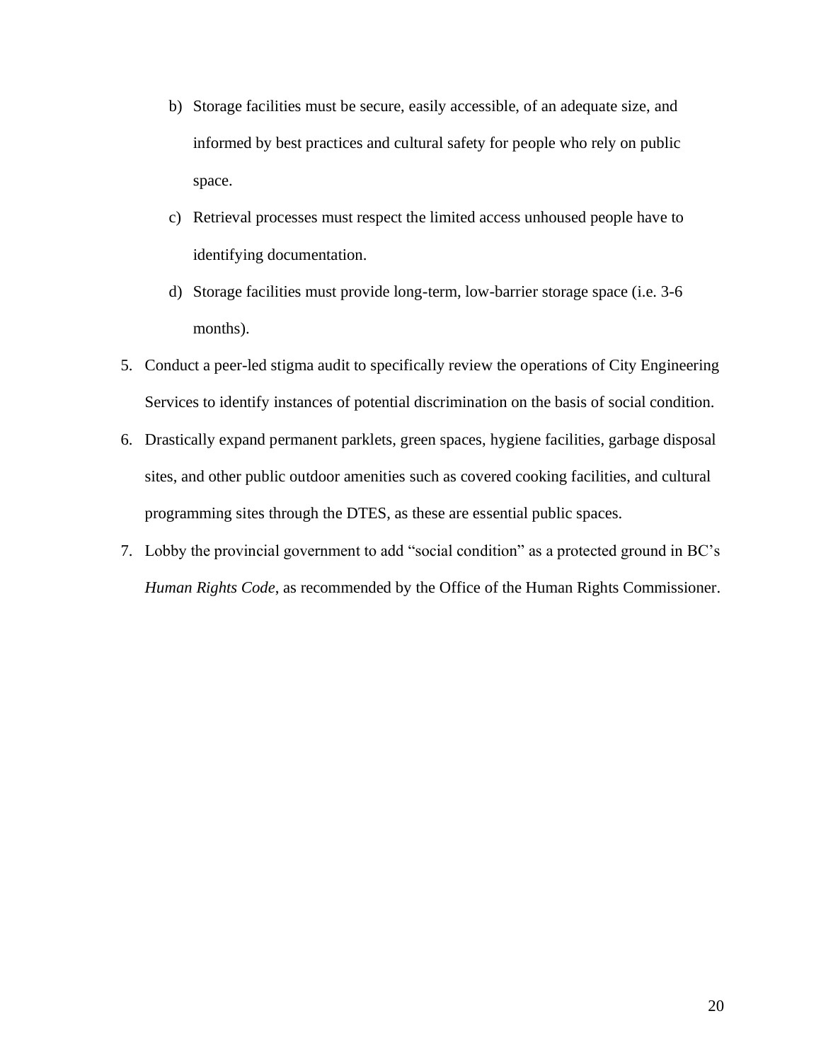b) Storage facilities must be secure, easily accessible, of an adequate size, and informed by best practices and cultural safety for people who rely on public space.
   c) Retrieval processes must respect the limited access unhoused people have to identifying documentation.
   d) Storage facilities must provide long-term, low-barrier storage space (i.e. 3-6 months).

5. Conduct a peer-led stigma audit to specifically review the operations of City Engineering Services to identify instances of potential discrimination on the basis of social condition.
6. Drastically expand permanent parklets, green spaces, hygiene facilities, garbage disposal sites, and other public outdoor amenities such as covered cooking facilities, and cultural programming sites through the DTES, as these are essential public spaces.
7. Lobby the provincial government to add "social condition" as a protected ground in BC's *Human Rights Code*, as recommended by the Office of the Human Rights Commissioner.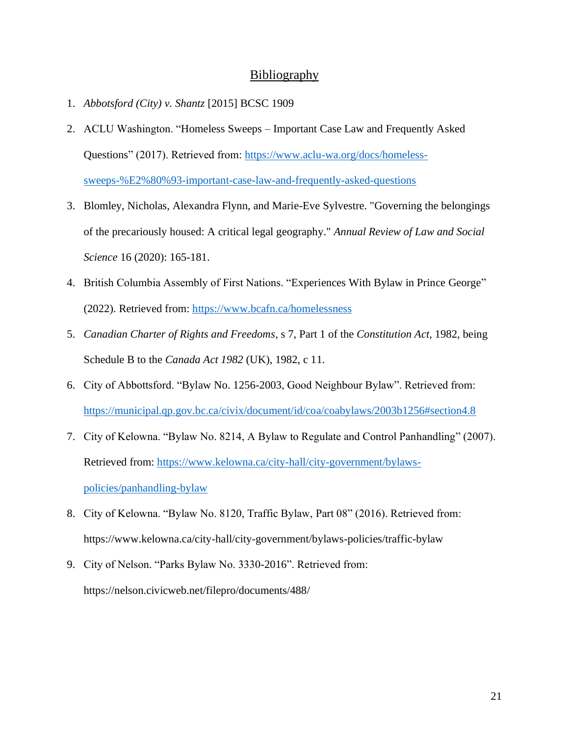## Bibliography

1. *Abbotsford (City) v. Shantz* [2015] BCSC 1909
2. ACLU Washington. "Homeless Sweeps – Important Case Law and Frequently Asked Questions" (2017). Retrieved from: https://www.aclu-wa.org/docs/homeless-sweeps-%E2%80%93-important-case-law-and-frequently-asked-questions
3. Blomley, Nicholas, Alexandra Flynn, and Marie-Eve Sylvestre. "Governing the belongings of the precariously housed: A critical legal geography." *Annual Review of Law and Social Science* 16 (2020): 165-181.
4. British Columbia Assembly of First Nations. "Experiences With Bylaw in Prince George" (2022). Retrieved from: https://www.bcafn.ca/homelessness
5. *Canadian Charter of Rights and Freedoms*, s 7, Part 1 of the *Constitution Act*, 1982, being Schedule B to the *Canada Act 1982* (UK), 1982, c 11.
6. City of Abbottsford. "Bylaw No. 1256-2003, Good Neighbour Bylaw". Retrieved from: https://municipal.qp.gov.bc.ca/civix/document/id/coa/coabylaws/2003b1256#section4.8
7. City of Kelowna. "Bylaw No. 8214, A Bylaw to Regulate and Control Panhandling" (2007). Retrieved from: https://www.kelowna.ca/city-hall/city-government/bylaws-policies/panhandling-bylaw
8. City of Kelowna. "Bylaw No. 8120, Traffic Bylaw, Part 08" (2016). Retrieved from: https://www.kelowna.ca/city-hall/city-government/bylaws-policies/traffic-bylaw
9. City of Nelson. "Parks Bylaw No. 3330-2016". Retrieved from: https://nelson.civicweb.net/filepro/documents/488/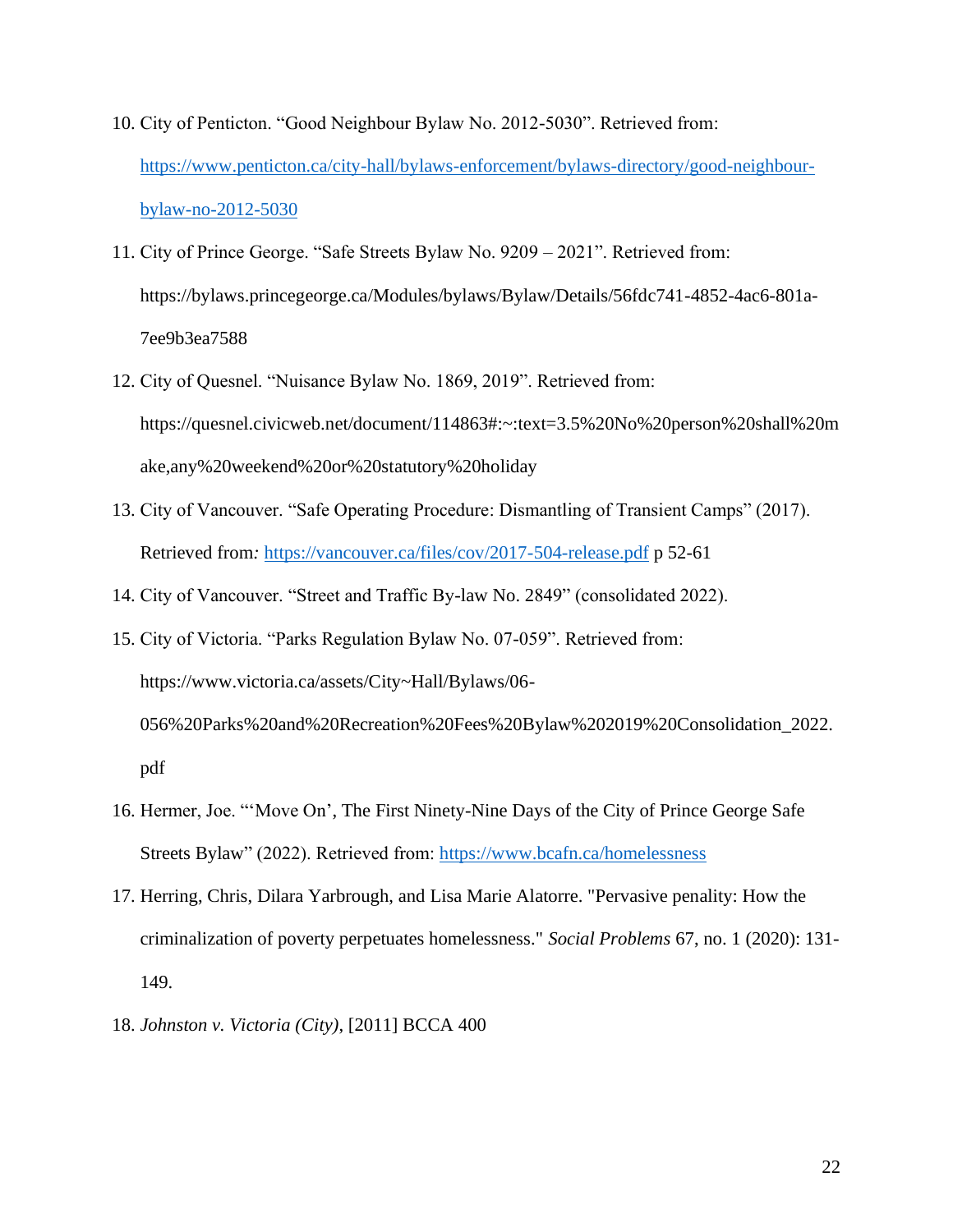10. City of Penticton. "Good Neighbour Bylaw No. 2012-5030". Retrieved from: https://www.penticton.ca/city-hall/bylaws-enforcement/bylaws-directory/good-neighbour-bylaw-no-2012-5030
11. City of Prince George. "Safe Streets Bylaw No. 9209 – 2021". Retrieved from: https://bylaws.princegeorge.ca/Modules/bylaws/Bylaw/Details/56fdc741-4852-4ac6-801a-7ee9b3ea7588
12. City of Quesnel. "Nuisance Bylaw No. 1869, 2019". Retrieved from: https://quesnel.civicweb.net/document/114863#:~:text=3.5%20No%20person%20shall%20make,any%20weekend%20or%20statutory%20holiday
13. City of Vancouver. "Safe Operating Procedure: Dismantling of Transient Camps" (2017). Retrieved from: https://vancouver.ca/files/cov/2017-504-release.pdf p 52-61
14. City of Vancouver. "Street and Traffic By-law No. 2849" (consolidated 2022).
15. City of Victoria. "Parks Regulation Bylaw No. 07-059". Retrieved from: https://www.victoria.ca/assets/City~Hall/Bylaws/06-056%20Parks%20and%20Recreation%20Fees%20Bylaw%202019%20Consolidation_2022.pdf
16. Hermer, Joe. "'Move On', The First Ninety-Nine Days of the City of Prince George Safe Streets Bylaw" (2022). Retrieved from: https://www.bcafn.ca/homelessness
17. Herring, Chris, Dilara Yarbrough, and Lisa Marie Alatorre. "Pervasive penality: How the criminalization of poverty perpetuates homelessness." *Social Problems* 67, no. 1 (2020): 131-149.
18. *Johnston v. Victoria (City)*, [2011] BCCA 400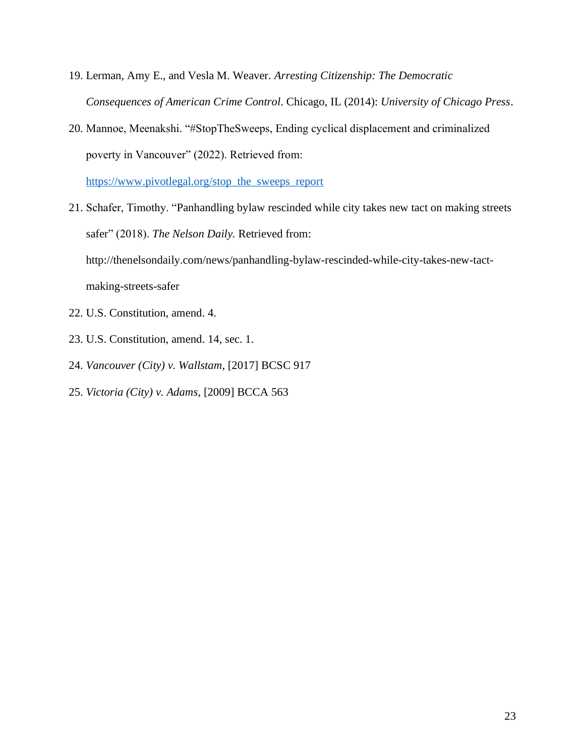19. Lerman, Amy E., and Vesla M. Weaver. *Arresting Citizenship: The Democratic Consequences of American Crime Control*. Chicago, IL (2014): *University of Chicago Press*.
20. Mannoe, Meenakshi. "#StopTheSweeps, Ending cyclical displacement and criminalized poverty in Vancouver" (2022). Retrieved from: [https://www.pivotlegal.org/stop_the_sweeps_report](https://www.pivotlegal.org/stop_the_sweeps_report)
21. Schafer, Timothy. "Panhandling bylaw rescinded while city takes new tact on making streets safer" (2018). *The Nelson Daily.* Retrieved from: http://thenelsondaily.com/news/panhandling-bylaw-rescinded-while-city-takes-new-tact-making-streets-safer
22. U.S. Constitution, amend. 4.
23. U.S. Constitution, amend. 14, sec. 1.
24. *Vancouver (City) v. Wallstam*, [2017] BCSC 917
25. *Victoria (City) v. Adams*, [2009] BCCA 563